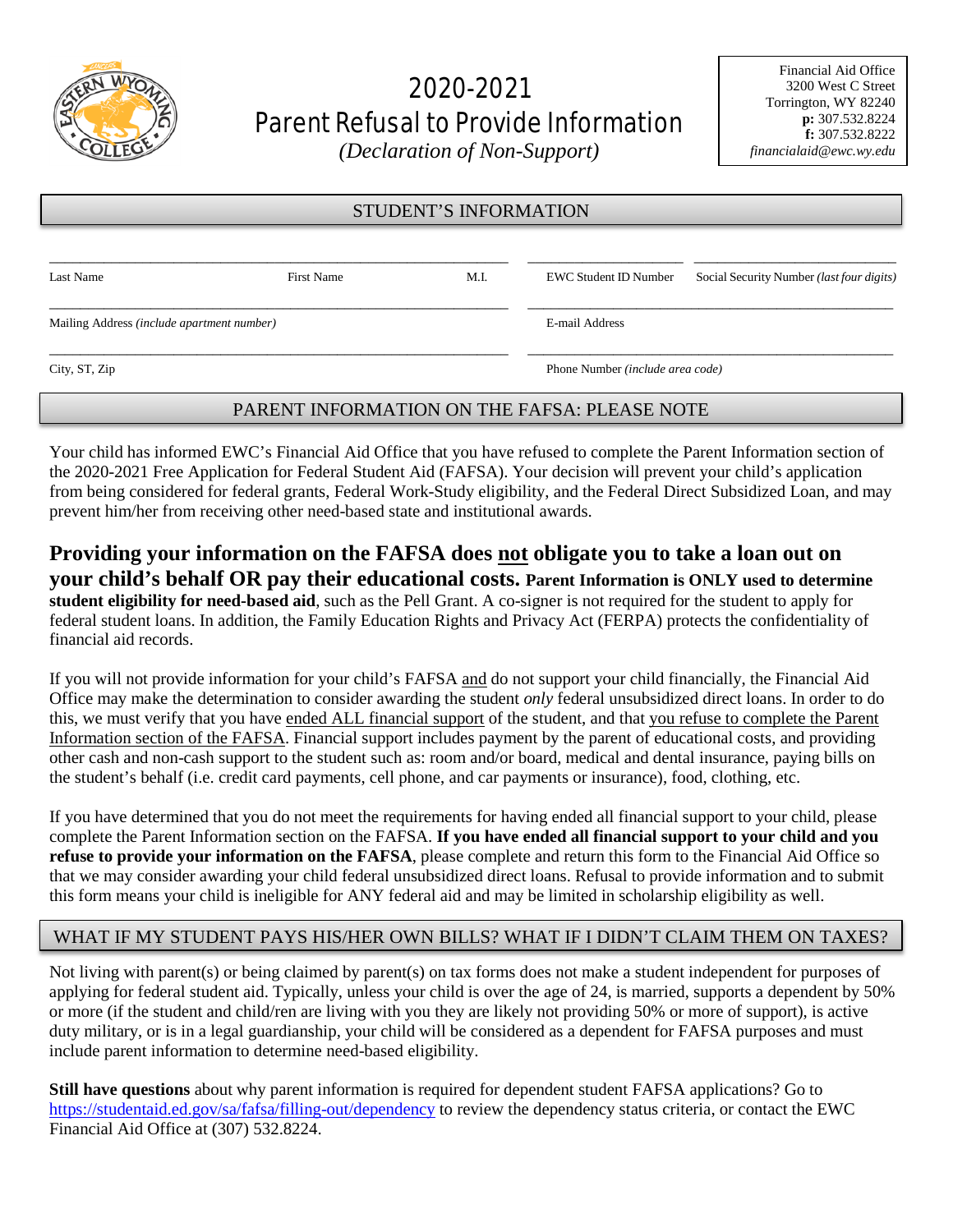# 2020-2021 Parent Refusal to Provide Information

*(Declaration of Non-Support)*

Financial Aid Office
3200 West C Street
Torrington, WY 82240
**p:** 307.532.8224
**f:** 307.532.8222
*financialaid@ewc.wy.edu*

## STUDENT'S INFORMATION

| | | | | |
|---|---|---|---|---|
| Last Name | First Name | M.I. | EWC Student ID Number | Social Security Number *(last four digits)* |
| Mailing Address *(include apartment number)* | | | E-mail Address | |
| City, ST, Zip | | | Phone Number *(include area code)* | |

## PARENT INFORMATION ON THE FAFSA: PLEASE NOTE

Your child has informed EWC's Financial Aid Office that you have refused to complete the Parent Information section of the 2020-2021 Free Application for Federal Student Aid (FAFSA). Your decision will prevent your child's application from being considered for federal grants, Federal Work-Study eligibility, and the Federal Direct Subsidized Loan, and may prevent him/her from receiving other need-based state and institutional awards.

**Providing your information on the FAFSA does not obligate you to take a loan out on your child's behalf OR pay their educational costs. Parent Information is ONLY used to determine student eligibility for need-based aid**, such as the Pell Grant. A co-signer is not required for the student to apply for federal student loans. In addition, the Family Education Rights and Privacy Act (FERPA) protects the confidentiality of financial aid records.

If you will not provide information for your child's FAFSA and do not support your child financially, the Financial Aid Office may make the determination to consider awarding the student *only* federal unsubsidized direct loans. In order to do this, we must verify that you have ended ALL financial support of the student, and that you refuse to complete the Parent Information section of the FAFSA. Financial support includes payment by the parent of educational costs, and providing other cash and non-cash support to the student such as: room and/or board, medical and dental insurance, paying bills on the student's behalf (i.e. credit card payments, cell phone, and car payments or insurance), food, clothing, etc.

If you have determined that you do not meet the requirements for having ended all financial support to your child, please complete the Parent Information section on the FAFSA. **If you have ended all financial support to your child and you refuse to provide your information on the FAFSA**, please complete and return this form to the Financial Aid Office so that we may consider awarding your child federal unsubsidized direct loans. Refusal to provide information and to submit this form means your child is ineligible for ANY federal aid and may be limited in scholarship eligibility as well.

## WHAT IF MY STUDENT PAYS HIS/HER OWN BILLS? WHAT IF I DIDN'T CLAIM THEM ON TAXES?

Not living with parent(s) or being claimed by parent(s) on tax forms does not make a student independent for purposes of applying for federal student aid. Typically, unless your child is over the age of 24, is married, supports a dependent by 50% or more (if the student and child/ren are living with you they are likely not providing 50% or more of support), is active duty military, or is in a legal guardianship, your child will be considered as a dependent for FAFSA purposes and must include parent information to determine need-based eligibility.

**Still have questions** about why parent information is required for dependent student FAFSA applications? Go to https://studentaid.ed.gov/sa/fafsa/filling-out/dependency to review the dependency status criteria, or contact the EWC Financial Aid Office at (307) 532.8224.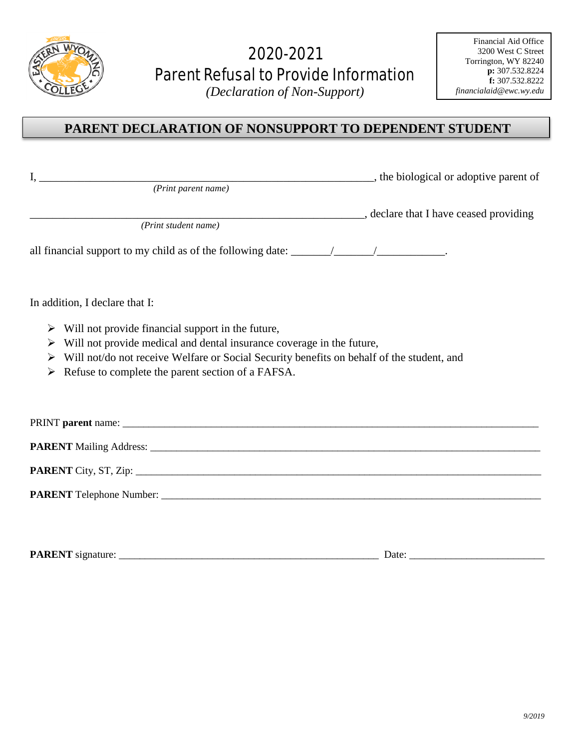# 2020-2021
# Parent Refusal to Provide Information
*(Declaration of Non-Support)*

Financial Aid Office
3200 West C Street
Torrington, WY 82240
**p:** 307.532.8224
**f:** 307.532.8222
*financialaid@ewc.wy.edu*

## PARENT DECLARATION OF NONSUPPORT TO DEPENDENT STUDENT

I, ____________________________________________________________, the biological or adoptive parent of
*(Print parent name)*

____________________________________________________________, declare that I have ceased providing
*(Print student name)*

all financial support to my child as of the following date: _______/_______/____________.

In addition, I declare that I:

- Will not provide financial support in the future,
- Will not provide medical and dental insurance coverage in the future,
- Will not/do not receive Welfare or Social Security benefits on behalf of the student, and
- Refuse to complete the parent section of a FAFSA.

PRINT **parent** name: ______________________________________________________________________________

**PARENT** Mailing Address: ___________________________________________________________________________

**PARENT** City, ST, Zip: ______________________________________________________________________________

**PARENT** Telephone Number: _________________________________________________________________________

**PARENT** signature: ________________________________________________ Date: _________________________

*9/2019*